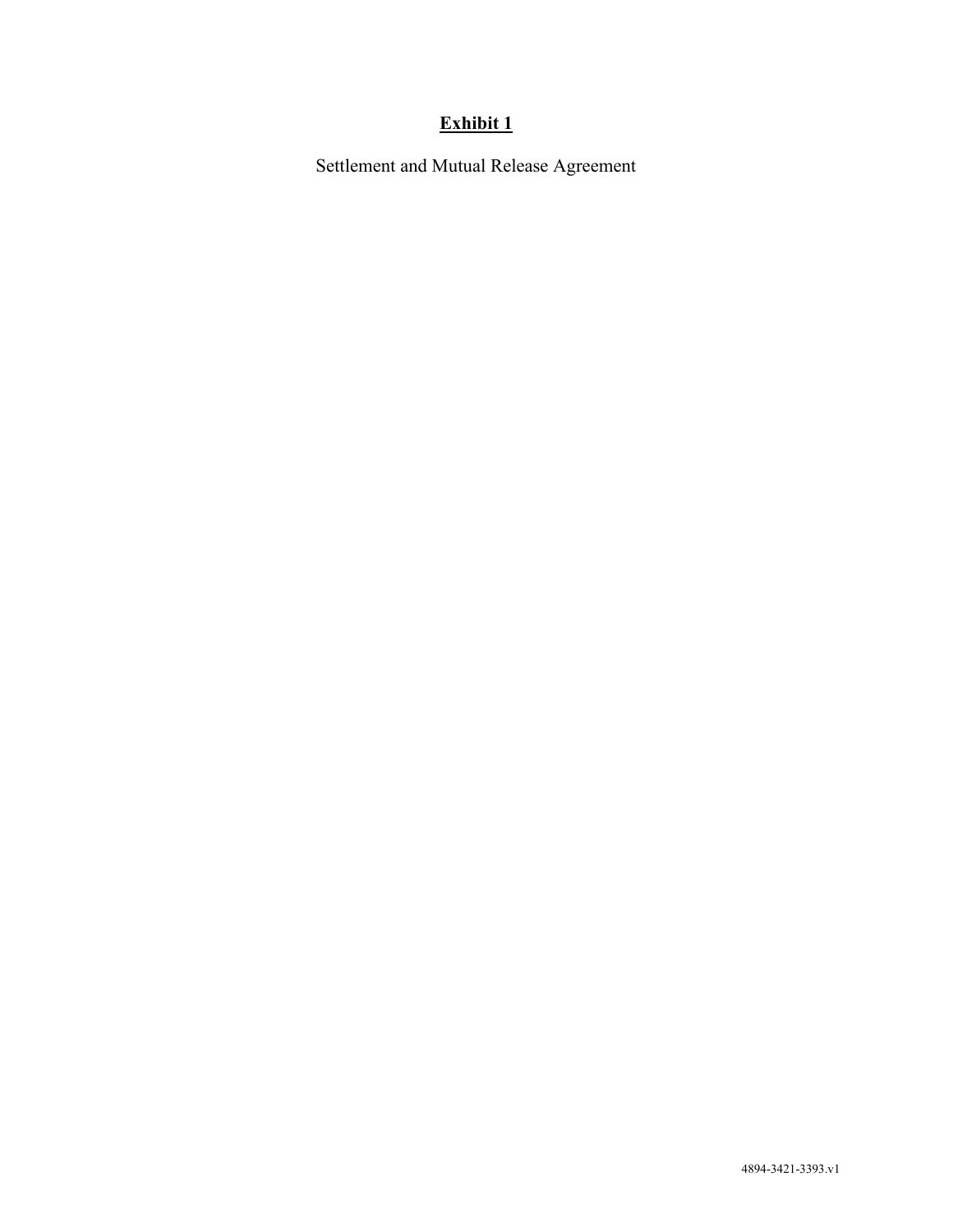# Exhibit 1

Settlement and Mutual Release Agreement

4894-3421-3393.v1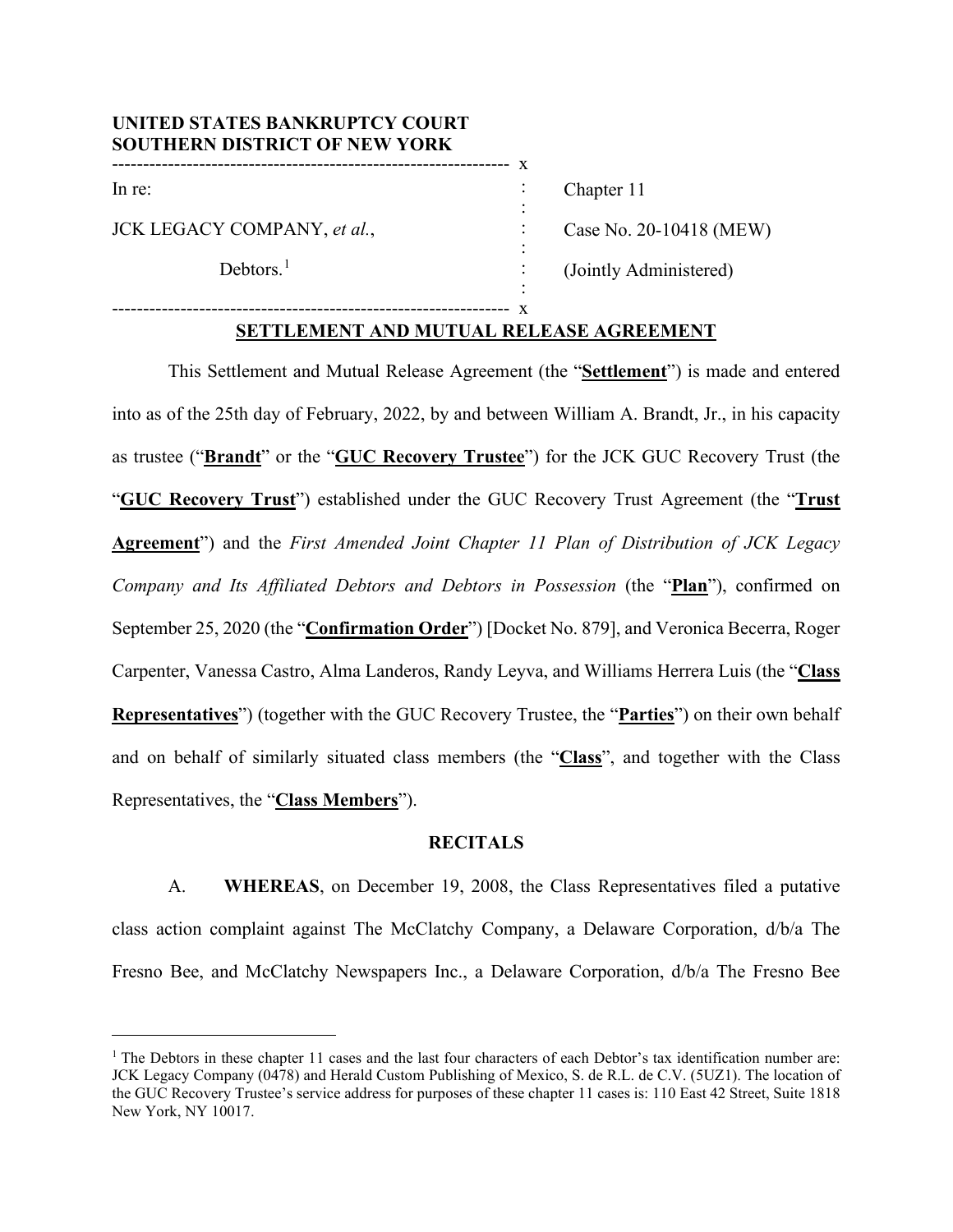**UNITED STATES BANKRUPTCY COURT**
**SOUTHERN DISTRICT OF NEW YORK**

| | | |
|---|---|---|
| In re: | : | Chapter 11 |
| JCK LEGACY COMPANY, *et al.*, | : | Case No. 20-10418 (MEW) |
| Debtors.[1] | : | (Jointly Administered) |

## SETTLEMENT AND MUTUAL RELEASE AGREEMENT

This Settlement and Mutual Release Agreement (the "**Settlement**") is made and entered into as of the 25th day of February, 2022, by and between William A. Brandt, Jr., in his capacity as trustee ("**Brandt**" or the "**GUC Recovery Trustee**") for the JCK GUC Recovery Trust (the "**GUC Recovery Trust**") established under the GUC Recovery Trust Agreement (the "**Trust Agreement**") and the *First Amended Joint Chapter 11 Plan of Distribution of JCK Legacy Company and Its Affiliated Debtors and Debtors in Possession* (the "**Plan**"), confirmed on September 25, 2020 (the "**Confirmation Order**") [Docket No. 879], and Veronica Becerra, Roger Carpenter, Vanessa Castro, Alma Landeros, Randy Leyva, and Williams Herrera Luis (the "**Class Representatives**") (together with the GUC Recovery Trustee, the "**Parties**") on their own behalf and on behalf of similarly situated class members (the "**Class**", and together with the Class Representatives, the "**Class Members**").

### RECITALS

A. **WHEREAS**, on December 19, 2008, the Class Representatives filed a putative class action complaint against The McClatchy Company, a Delaware Corporation, d/b/a The Fresno Bee, and McClatchy Newspapers Inc., a Delaware Corporation, d/b/a The Fresno Bee

[1] The Debtors in these chapter 11 cases and the last four characters of each Debtor's tax identification number are: JCK Legacy Company (0478) and Herald Custom Publishing of Mexico, S. de R.L. de C.V. (5UZ1). The location of the GUC Recovery Trustee's service address for purposes of these chapter 11 cases is: 110 East 42 Street, Suite 1818 New York, NY 10017.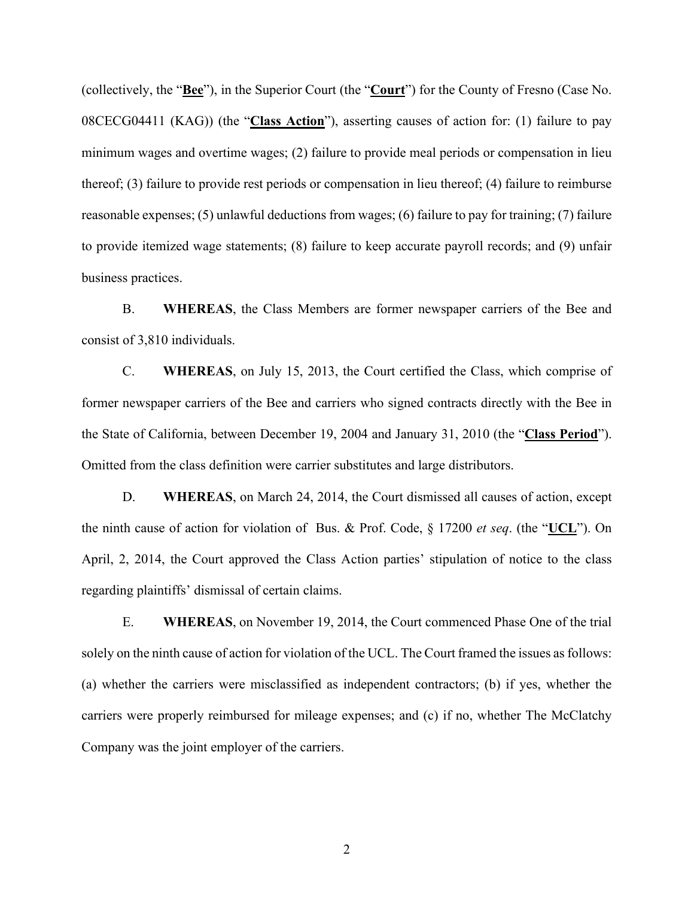(collectively, the "**Bee**"), in the Superior Court (the "**Court**") for the County of Fresno (Case No. 08CECG04411 (KAG)) (the "**Class Action**"), asserting causes of action for: (1) failure to pay minimum wages and overtime wages; (2) failure to provide meal periods or compensation in lieu thereof; (3) failure to provide rest periods or compensation in lieu thereof; (4) failure to reimburse reasonable expenses; (5) unlawful deductions from wages; (6) failure to pay for training; (7) failure to provide itemized wage statements; (8) failure to keep accurate payroll records; and (9) unfair business practices.

B. **WHEREAS**, the Class Members are former newspaper carriers of the Bee and consist of 3,810 individuals.

C. **WHEREAS**, on July 15, 2013, the Court certified the Class, which comprise of former newspaper carriers of the Bee and carriers who signed contracts directly with the Bee in the State of California, between December 19, 2004 and January 31, 2010 (the "**Class Period**"). Omitted from the class definition were carrier substitutes and large distributors.

D. **WHEREAS**, on March 24, 2014, the Court dismissed all causes of action, except the ninth cause of action for violation of Bus. & Prof. Code, § 17200 *et seq*. (the "**UCL**"). On April, 2, 2014, the Court approved the Class Action parties' stipulation of notice to the class regarding plaintiffs' dismissal of certain claims.

E. **WHEREAS**, on November 19, 2014, the Court commenced Phase One of the trial solely on the ninth cause of action for violation of the UCL. The Court framed the issues as follows: (a) whether the carriers were misclassified as independent contractors; (b) if yes, whether the carriers were properly reimbursed for mileage expenses; and (c) if no, whether The McClatchy Company was the joint employer of the carriers.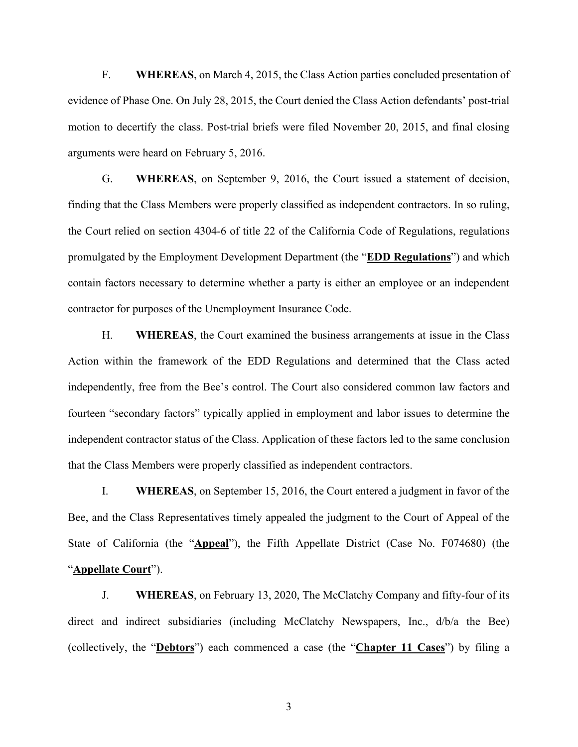F. **WHEREAS**, on March 4, 2015, the Class Action parties concluded presentation of evidence of Phase One. On July 28, 2015, the Court denied the Class Action defendants' post-trial motion to decertify the class. Post-trial briefs were filed November 20, 2015, and final closing arguments were heard on February 5, 2016.

G. **WHEREAS**, on September 9, 2016, the Court issued a statement of decision, finding that the Class Members were properly classified as independent contractors. In so ruling, the Court relied on section 4304-6 of title 22 of the California Code of Regulations, regulations promulgated by the Employment Development Department (the "**EDD Regulations**") and which contain factors necessary to determine whether a party is either an employee or an independent contractor for purposes of the Unemployment Insurance Code.

H. **WHEREAS**, the Court examined the business arrangements at issue in the Class Action within the framework of the EDD Regulations and determined that the Class acted independently, free from the Bee's control. The Court also considered common law factors and fourteen "secondary factors" typically applied in employment and labor issues to determine the independent contractor status of the Class. Application of these factors led to the same conclusion that the Class Members were properly classified as independent contractors.

I. **WHEREAS**, on September 15, 2016, the Court entered a judgment in favor of the Bee, and the Class Representatives timely appealed the judgment to the Court of Appeal of the State of California (the "**Appeal**"), the Fifth Appellate District (Case No. F074680) (the "**Appellate Court**").

J. **WHEREAS**, on February 13, 2020, The McClatchy Company and fifty-four of its direct and indirect subsidiaries (including McClatchy Newspapers, Inc., d/b/a the Bee) (collectively, the "**Debtors**") each commenced a case (the "**Chapter 11 Cases**") by filing a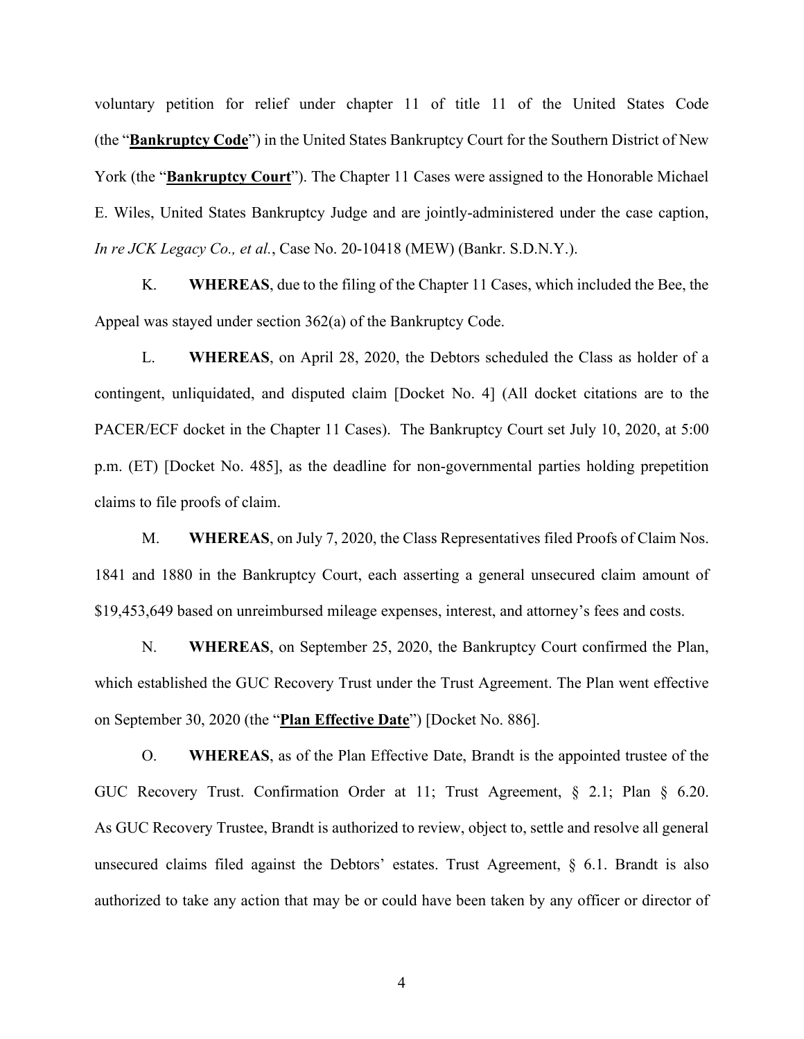voluntary petition for relief under chapter 11 of title 11 of the United States Code (the "**<u>Bankruptcy Code</u>**") in the United States Bankruptcy Court for the Southern District of New York (the "**<u>Bankruptcy Court</u>**"). The Chapter 11 Cases were assigned to the Honorable Michael E. Wiles, United States Bankruptcy Judge and are jointly-administered under the case caption, *In re JCK Legacy Co., et al.*, Case No. 20-10418 (MEW) (Bankr. S.D.N.Y.).

K. **WHEREAS**, due to the filing of the Chapter 11 Cases, which included the Bee, the Appeal was stayed under section 362(a) of the Bankruptcy Code.

L. **WHEREAS**, on April 28, 2020, the Debtors scheduled the Class as holder of a contingent, unliquidated, and disputed claim [Docket No. 4] (All docket citations are to the PACER/ECF docket in the Chapter 11 Cases). The Bankruptcy Court set July 10, 2020, at 5:00 p.m. (ET) [Docket No. 485], as the deadline for non-governmental parties holding prepetition claims to file proofs of claim.

M. **WHEREAS**, on July 7, 2020, the Class Representatives filed Proofs of Claim Nos. 1841 and 1880 in the Bankruptcy Court, each asserting a general unsecured claim amount of $19,453,649 based on unreimbursed mileage expenses, interest, and attorney's fees and costs.

N. **WHEREAS**, on September 25, 2020, the Bankruptcy Court confirmed the Plan, which established the GUC Recovery Trust under the Trust Agreement. The Plan went effective on September 30, 2020 (the "**<u>Plan Effective Date</u>**") [Docket No. 886].

O. **WHEREAS**, as of the Plan Effective Date, Brandt is the appointed trustee of the GUC Recovery Trust. Confirmation Order at 11; Trust Agreement, § 2.1; Plan § 6.20. As GUC Recovery Trustee, Brandt is authorized to review, object to, settle and resolve all general unsecured claims filed against the Debtors' estates. Trust Agreement, § 6.1. Brandt is also authorized to take any action that may be or could have been taken by any officer or director of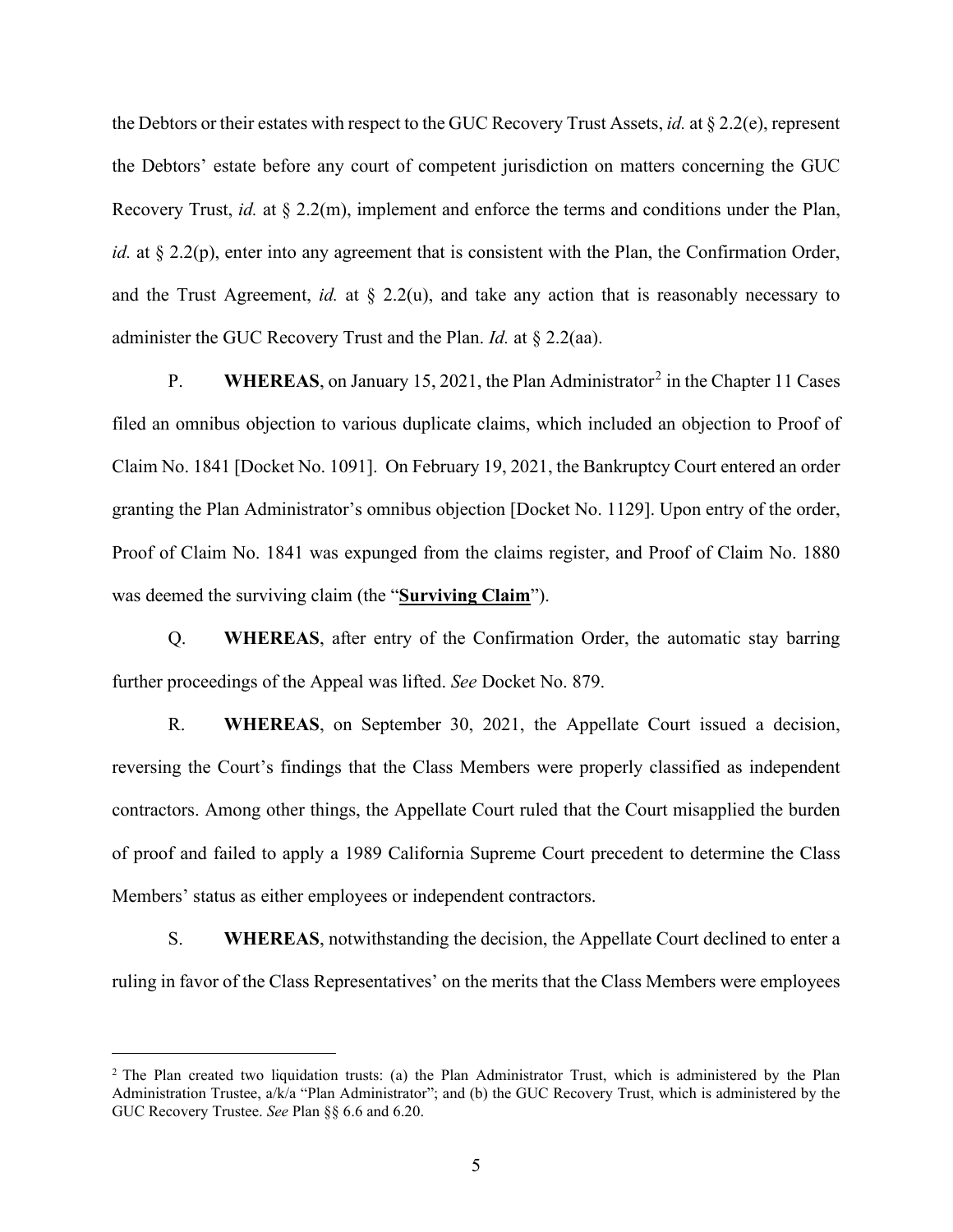the Debtors or their estates with respect to the GUC Recovery Trust Assets, *id.* at § 2.2(e), represent the Debtors' estate before any court of competent jurisdiction on matters concerning the GUC Recovery Trust, *id.* at § 2.2(m), implement and enforce the terms and conditions under the Plan, *id.* at § 2.2(p), enter into any agreement that is consistent with the Plan, the Confirmation Order, and the Trust Agreement, *id.* at § 2.2(u), and take any action that is reasonably necessary to administer the GUC Recovery Trust and the Plan. *Id.* at § 2.2(aa).

P. **WHEREAS**, on January 15, 2021, the Plan Administrator[2] in the Chapter 11 Cases filed an omnibus objection to various duplicate claims, which included an objection to Proof of Claim No. 1841 [Docket No. 1091]. On February 19, 2021, the Bankruptcy Court entered an order granting the Plan Administrator's omnibus objection [Docket No. 1129]. Upon entry of the order, Proof of Claim No. 1841 was expunged from the claims register, and Proof of Claim No. 1880 was deemed the surviving claim (the "**Surviving Claim**").

Q. **WHEREAS**, after entry of the Confirmation Order, the automatic stay barring further proceedings of the Appeal was lifted. *See* Docket No. 879.

R. **WHEREAS**, on September 30, 2021, the Appellate Court issued a decision, reversing the Court's findings that the Class Members were properly classified as independent contractors. Among other things, the Appellate Court ruled that the Court misapplied the burden of proof and failed to apply a 1989 California Supreme Court precedent to determine the Class Members' status as either employees or independent contractors.

S. **WHEREAS**, notwithstanding the decision, the Appellate Court declined to enter a ruling in favor of the Class Representatives' on the merits that the Class Members were employees

---

[2] The Plan created two liquidation trusts: (a) the Plan Administrator Trust, which is administered by the Plan Administration Trustee, a/k/a "Plan Administrator"; and (b) the GUC Recovery Trust, which is administered by the GUC Recovery Trustee. *See* Plan §§ 6.6 and 6.20.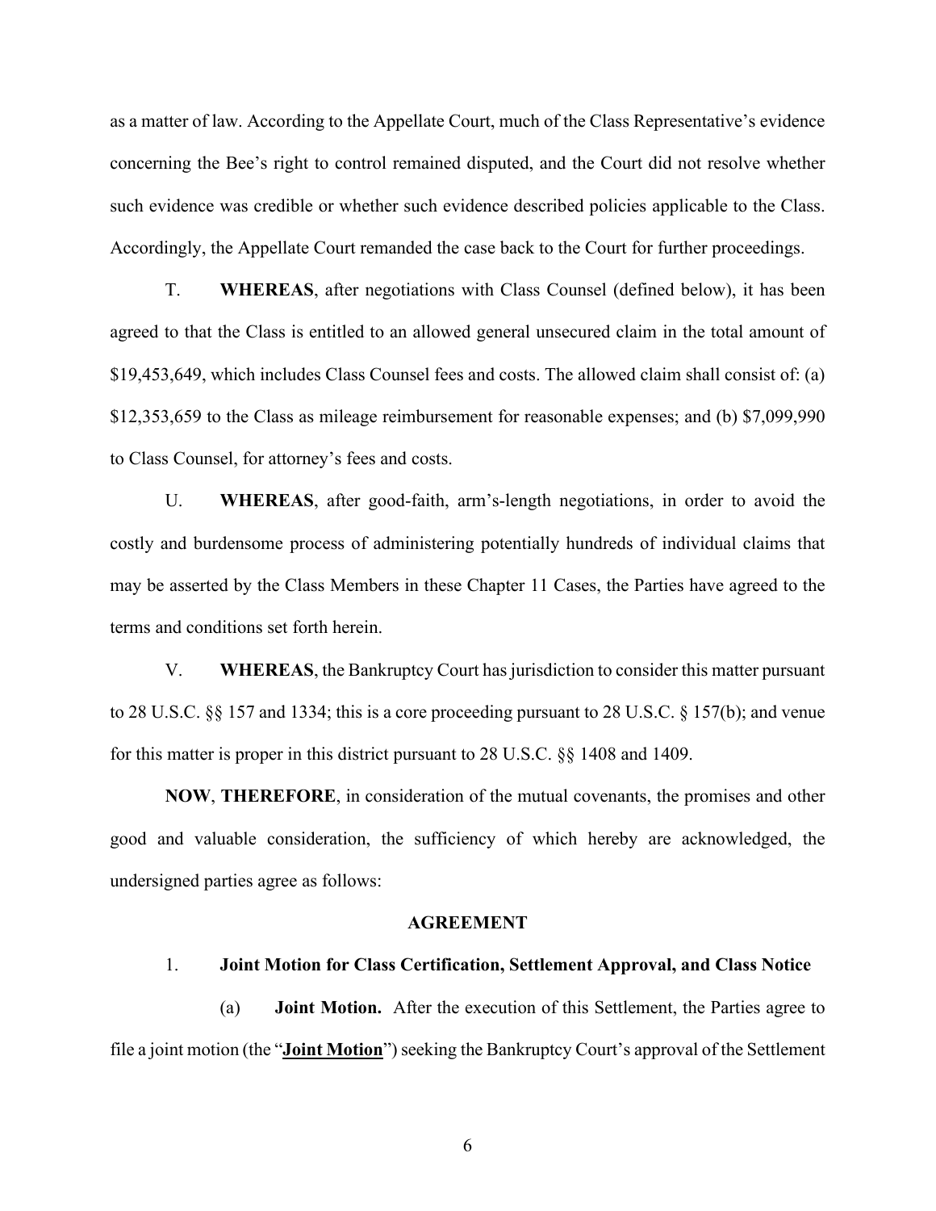as a matter of law. According to the Appellate Court, much of the Class Representative's evidence concerning the Bee's right to control remained disputed, and the Court did not resolve whether such evidence was credible or whether such evidence described policies applicable to the Class. Accordingly, the Appellate Court remanded the case back to the Court for further proceedings.

T. **WHEREAS**, after negotiations with Class Counsel (defined below), it has been agreed to that the Class is entitled to an allowed general unsecured claim in the total amount of $19,453,649, which includes Class Counsel fees and costs. The allowed claim shall consist of: (a) $12,353,659 to the Class as mileage reimbursement for reasonable expenses; and (b) $7,099,990 to Class Counsel, for attorney's fees and costs.

U. **WHEREAS**, after good-faith, arm's-length negotiations, in order to avoid the costly and burdensome process of administering potentially hundreds of individual claims that may be asserted by the Class Members in these Chapter 11 Cases, the Parties have agreed to the terms and conditions set forth herein.

V. **WHEREAS**, the Bankruptcy Court has jurisdiction to consider this matter pursuant to 28 U.S.C. §§ 157 and 1334; this is a core proceeding pursuant to 28 U.S.C. § 157(b); and venue for this matter is proper in this district pursuant to 28 U.S.C. §§ 1408 and 1409.

**NOW**, **THEREFORE**, in consideration of the mutual covenants, the promises and other good and valuable consideration, the sufficiency of which hereby are acknowledged, the undersigned parties agree as follows:

## AGREEMENT

1. **Joint Motion for Class Certification, Settlement Approval, and Class Notice**

(a) **Joint Motion.** After the execution of this Settlement, the Parties agree to file a joint motion (the "**Joint Motion**") seeking the Bankruptcy Court's approval of the Settlement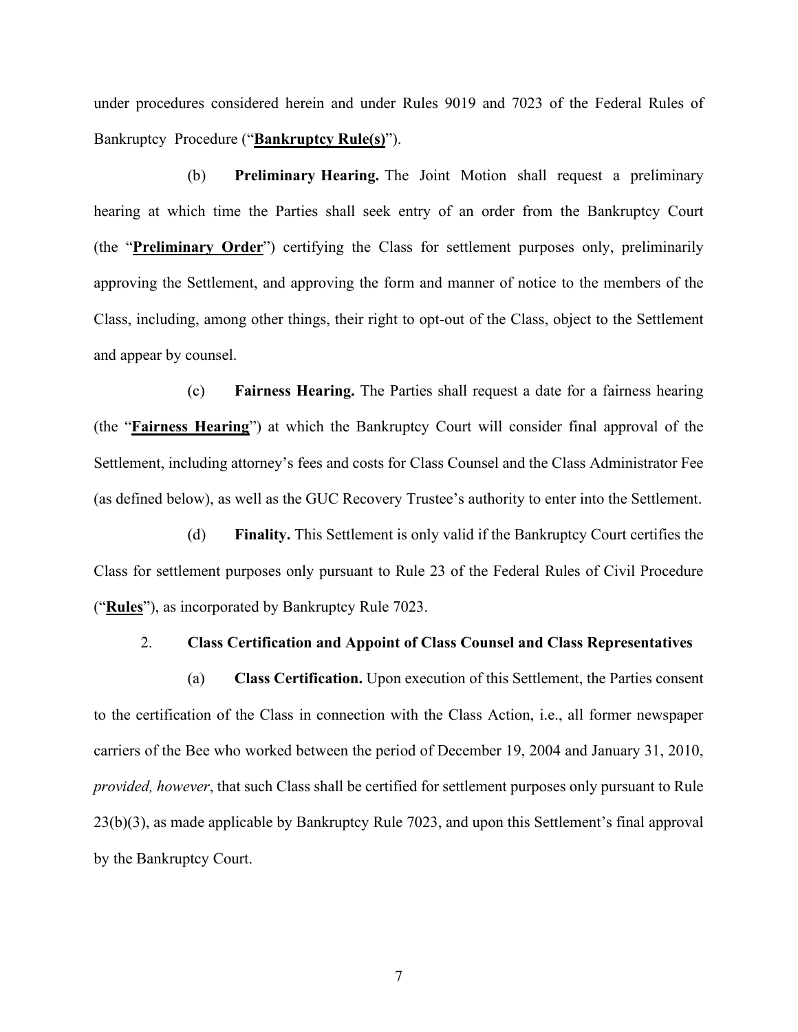under procedures considered herein and under Rules 9019 and 7023 of the Federal Rules of Bankruptcy Procedure ("**Bankruptcy Rule(s)**").

(b) **Preliminary Hearing.** The Joint Motion shall request a preliminary hearing at which time the Parties shall seek entry of an order from the Bankruptcy Court (the "**Preliminary Order**") certifying the Class for settlement purposes only, preliminarily approving the Settlement, and approving the form and manner of notice to the members of the Class, including, among other things, their right to opt-out of the Class, object to the Settlement and appear by counsel.

(c) **Fairness Hearing.** The Parties shall request a date for a fairness hearing (the "**Fairness Hearing**") at which the Bankruptcy Court will consider final approval of the Settlement, including attorney's fees and costs for Class Counsel and the Class Administrator Fee (as defined below), as well as the GUC Recovery Trustee's authority to enter into the Settlement.

(d) **Finality.** This Settlement is only valid if the Bankruptcy Court certifies the Class for settlement purposes only pursuant to Rule 23 of the Federal Rules of Civil Procedure ("**Rules**"), as incorporated by Bankruptcy Rule 7023.

2. **Class Certification and Appoint of Class Counsel and Class Representatives**

(a) **Class Certification.** Upon execution of this Settlement, the Parties consent to the certification of the Class in connection with the Class Action, i.e., all former newspaper carriers of the Bee who worked between the period of December 19, 2004 and January 31, 2010, *provided, however*, that such Class shall be certified for settlement purposes only pursuant to Rule 23(b)(3), as made applicable by Bankruptcy Rule 7023, and upon this Settlement's final approval by the Bankruptcy Court.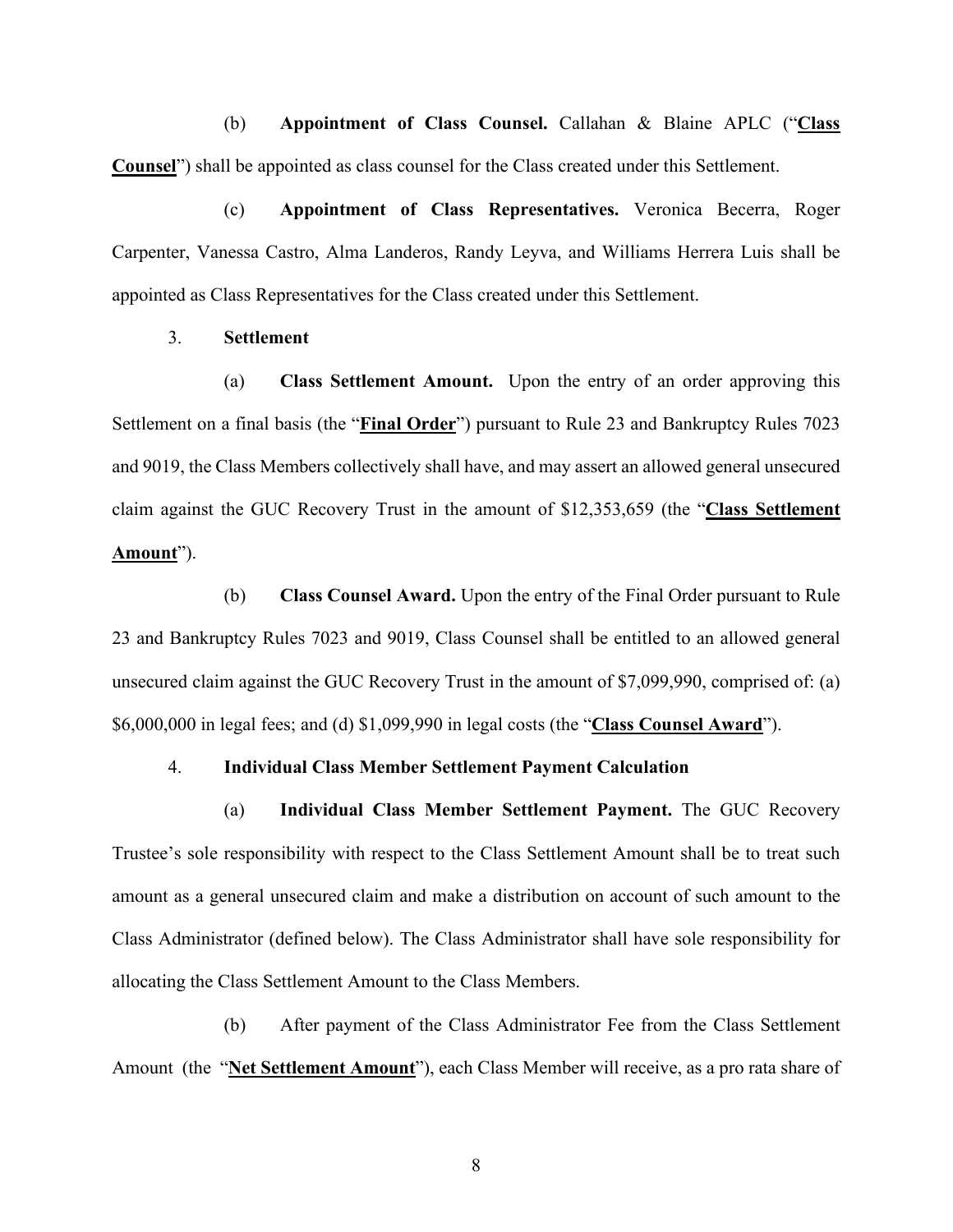(b) **Appointment of Class Counsel.** Callahan & Blaine APLC ("**Class Counsel**") shall be appointed as class counsel for the Class created under this Settlement.

(c) **Appointment of Class Representatives.** Veronica Becerra, Roger Carpenter, Vanessa Castro, Alma Landeros, Randy Leyva, and Williams Herrera Luis shall be appointed as Class Representatives for the Class created under this Settlement.

3. **Settlement**

(a) **Class Settlement Amount.** Upon the entry of an order approving this Settlement on a final basis (the "**Final Order**") pursuant to Rule 23 and Bankruptcy Rules 7023 and 9019, the Class Members collectively shall have, and may assert an allowed general unsecured claim against the GUC Recovery Trust in the amount of $12,353,659 (the "**Class Settlement Amount**").

(b) **Class Counsel Award.** Upon the entry of the Final Order pursuant to Rule 23 and Bankruptcy Rules 7023 and 9019, Class Counsel shall be entitled to an allowed general unsecured claim against the GUC Recovery Trust in the amount of $7,099,990, comprised of: (a) $6,000,000 in legal fees; and (d) $1,099,990 in legal costs (the "**Class Counsel Award**").

4. **Individual Class Member Settlement Payment Calculation**

(a) **Individual Class Member Settlement Payment.** The GUC Recovery Trustee's sole responsibility with respect to the Class Settlement Amount shall be to treat such amount as a general unsecured claim and make a distribution on account of such amount to the Class Administrator (defined below). The Class Administrator shall have sole responsibility for allocating the Class Settlement Amount to the Class Members.

(b) After payment of the Class Administrator Fee from the Class Settlement Amount (the "**Net Settlement Amount**"), each Class Member will receive, as a pro rata share of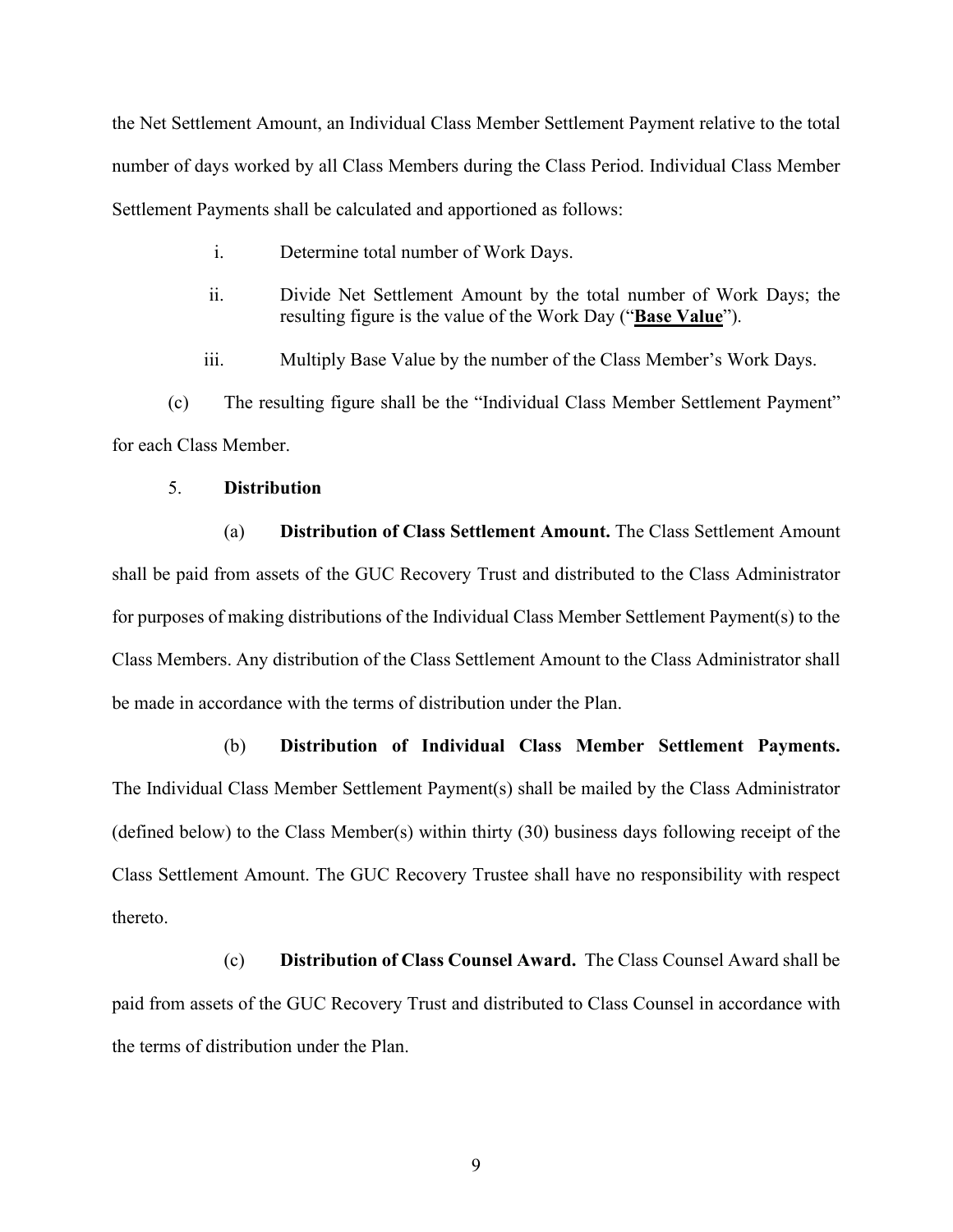the Net Settlement Amount, an Individual Class Member Settlement Payment relative to the total number of days worked by all Class Members during the Class Period. Individual Class Member Settlement Payments shall be calculated and apportioned as follows:

i. Determine total number of Work Days.

ii. Divide Net Settlement Amount by the total number of Work Days; the resulting figure is the value of the Work Day ("**Base Value**").

iii. Multiply Base Value by the number of the Class Member's Work Days.

(c) The resulting figure shall be the "Individual Class Member Settlement Payment" for each Class Member.

5. **Distribution**

(a) **Distribution of Class Settlement Amount.** The Class Settlement Amount shall be paid from assets of the GUC Recovery Trust and distributed to the Class Administrator for purposes of making distributions of the Individual Class Member Settlement Payment(s) to the Class Members. Any distribution of the Class Settlement Amount to the Class Administrator shall be made in accordance with the terms of distribution under the Plan.

(b) **Distribution of Individual Class Member Settlement Payments.** The Individual Class Member Settlement Payment(s) shall be mailed by the Class Administrator (defined below) to the Class Member(s) within thirty (30) business days following receipt of the Class Settlement Amount. The GUC Recovery Trustee shall have no responsibility with respect thereto.

(c) **Distribution of Class Counsel Award.** The Class Counsel Award shall be paid from assets of the GUC Recovery Trust and distributed to Class Counsel in accordance with the terms of distribution under the Plan.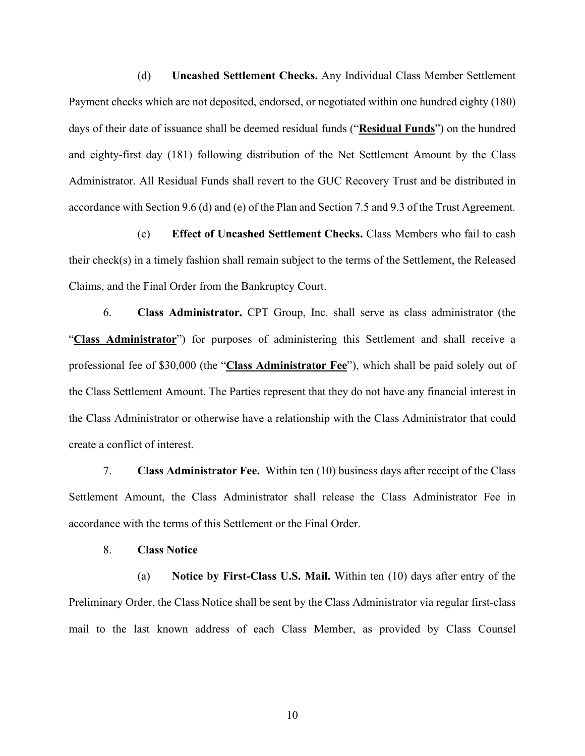(d) **Uncashed Settlement Checks.** Any Individual Class Member Settlement Payment checks which are not deposited, endorsed, or negotiated within one hundred eighty (180) days of their date of issuance shall be deemed residual funds ("**Residual Funds**") on the hundred and eighty-first day (181) following distribution of the Net Settlement Amount by the Class Administrator. All Residual Funds shall revert to the GUC Recovery Trust and be distributed in accordance with Section 9.6 (d) and (e) of the Plan and Section 7.5 and 9.3 of the Trust Agreement.

(e) **Effect of Uncashed Settlement Checks.** Class Members who fail to cash their check(s) in a timely fashion shall remain subject to the terms of the Settlement, the Released Claims, and the Final Order from the Bankruptcy Court.

6. **Class Administrator.** CPT Group, Inc. shall serve as class administrator (the "**Class Administrator**") for purposes of administering this Settlement and shall receive a professional fee of $30,000 (the "**Class Administrator Fee**"), which shall be paid solely out of the Class Settlement Amount. The Parties represent that they do not have any financial interest in the Class Administrator or otherwise have a relationship with the Class Administrator that could create a conflict of interest.

7. **Class Administrator Fee.** Within ten (10) business days after receipt of the Class Settlement Amount, the Class Administrator shall release the Class Administrator Fee in accordance with the terms of this Settlement or the Final Order.

8. **Class Notice**

(a) **Notice by First-Class U.S. Mail.** Within ten (10) days after entry of the Preliminary Order, the Class Notice shall be sent by the Class Administrator via regular first-class mail to the last known address of each Class Member, as provided by Class Counsel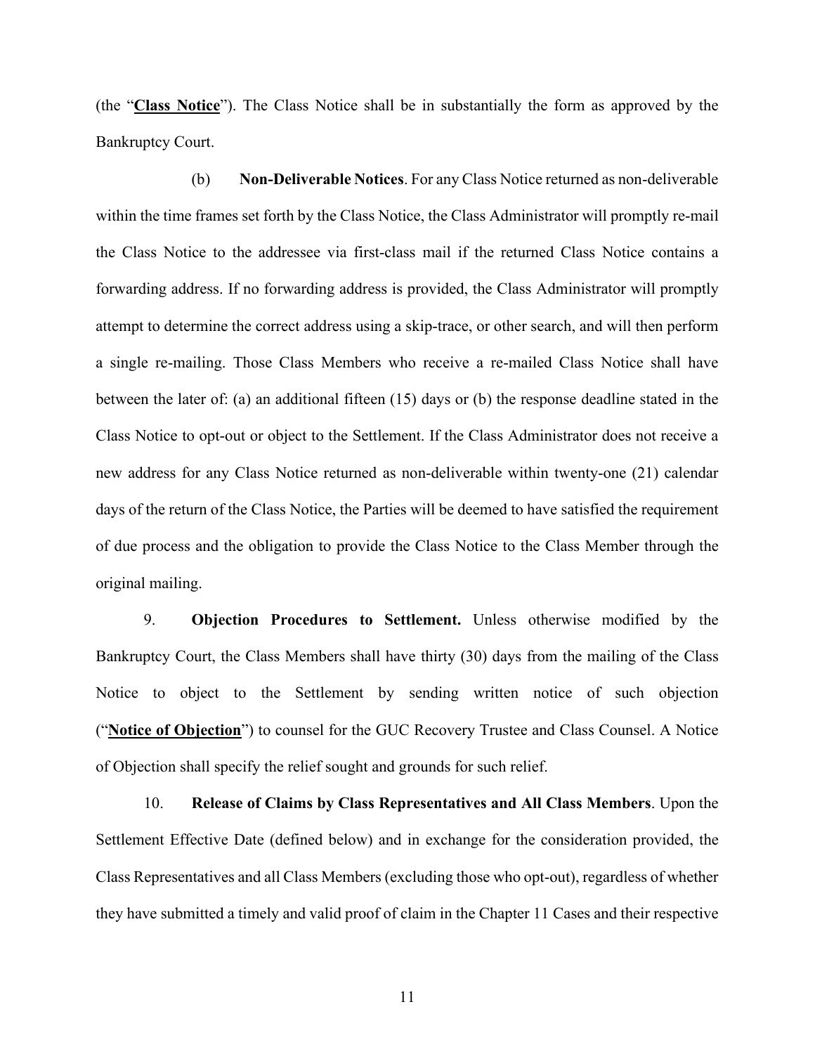(the "**Class Notice**"). The Class Notice shall be in substantially the form as approved by the Bankruptcy Court.

(b) **Non-Deliverable Notices**. For any Class Notice returned as non-deliverable within the time frames set forth by the Class Notice, the Class Administrator will promptly re-mail the Class Notice to the addressee via first-class mail if the returned Class Notice contains a forwarding address. If no forwarding address is provided, the Class Administrator will promptly attempt to determine the correct address using a skip-trace, or other search, and will then perform a single re-mailing. Those Class Members who receive a re-mailed Class Notice shall have between the later of: (a) an additional fifteen (15) days or (b) the response deadline stated in the Class Notice to opt-out or object to the Settlement. If the Class Administrator does not receive a new address for any Class Notice returned as non-deliverable within twenty-one (21) calendar days of the return of the Class Notice, the Parties will be deemed to have satisfied the requirement of due process and the obligation to provide the Class Notice to the Class Member through the original mailing.

9. **Objection Procedures to Settlement.** Unless otherwise modified by the Bankruptcy Court, the Class Members shall have thirty (30) days from the mailing of the Class Notice to object to the Settlement by sending written notice of such objection ("**Notice of Objection**") to counsel for the GUC Recovery Trustee and Class Counsel. A Notice of Objection shall specify the relief sought and grounds for such relief.

10. **Release of Claims by Class Representatives and All Class Members**. Upon the Settlement Effective Date (defined below) and in exchange for the consideration provided, the Class Representatives and all Class Members (excluding those who opt-out), regardless of whether they have submitted a timely and valid proof of claim in the Chapter 11 Cases and their respective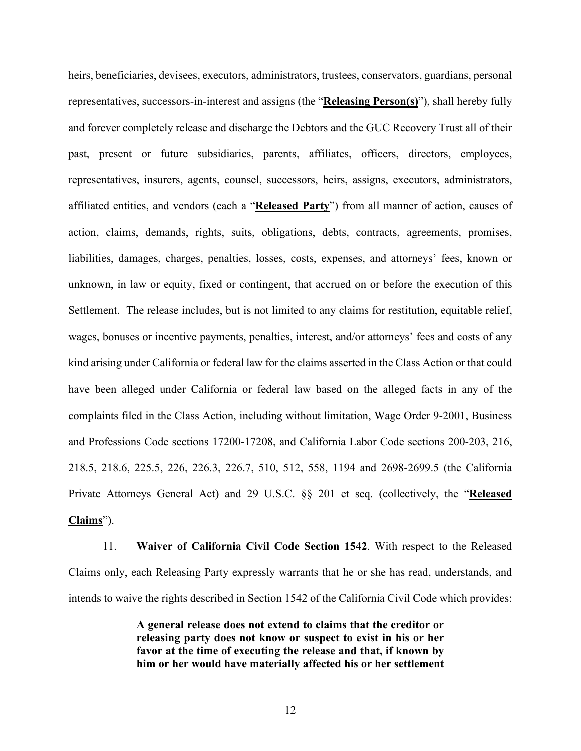heirs, beneficiaries, devisees, executors, administrators, trustees, conservators, guardians, personal representatives, successors-in-interest and assigns (the "**Releasing Person(s)**"), shall hereby fully and forever completely release and discharge the Debtors and the GUC Recovery Trust all of their past, present or future subsidiaries, parents, affiliates, officers, directors, employees, representatives, insurers, agents, counsel, successors, heirs, assigns, executors, administrators, affiliated entities, and vendors (each a "**Released Party**") from all manner of action, causes of action, claims, demands, rights, suits, obligations, debts, contracts, agreements, promises, liabilities, damages, charges, penalties, losses, costs, expenses, and attorneys' fees, known or unknown, in law or equity, fixed or contingent, that accrued on or before the execution of this Settlement. The release includes, but is not limited to any claims for restitution, equitable relief, wages, bonuses or incentive payments, penalties, interest, and/or attorneys' fees and costs of any kind arising under California or federal law for the claims asserted in the Class Action or that could have been alleged under California or federal law based on the alleged facts in any of the complaints filed in the Class Action, including without limitation, Wage Order 9-2001, Business and Professions Code sections 17200-17208, and California Labor Code sections 200-203, 216, 218.5, 218.6, 225.5, 226, 226.3, 226.7, 510, 512, 558, 1194 and 2698-2699.5 (the California Private Attorneys General Act) and 29 U.S.C. §§ 201 et seq. (collectively, the "**Released Claims**").

11. **Waiver of California Civil Code Section 1542**. With respect to the Released Claims only, each Releasing Party expressly warrants that he or she has read, understands, and intends to waive the rights described in Section 1542 of the California Civil Code which provides:

> **A general release does not extend to claims that the creditor or releasing party does not know or suspect to exist in his or her favor at the time of executing the release and that, if known by him or her would have materially affected his or her settlement**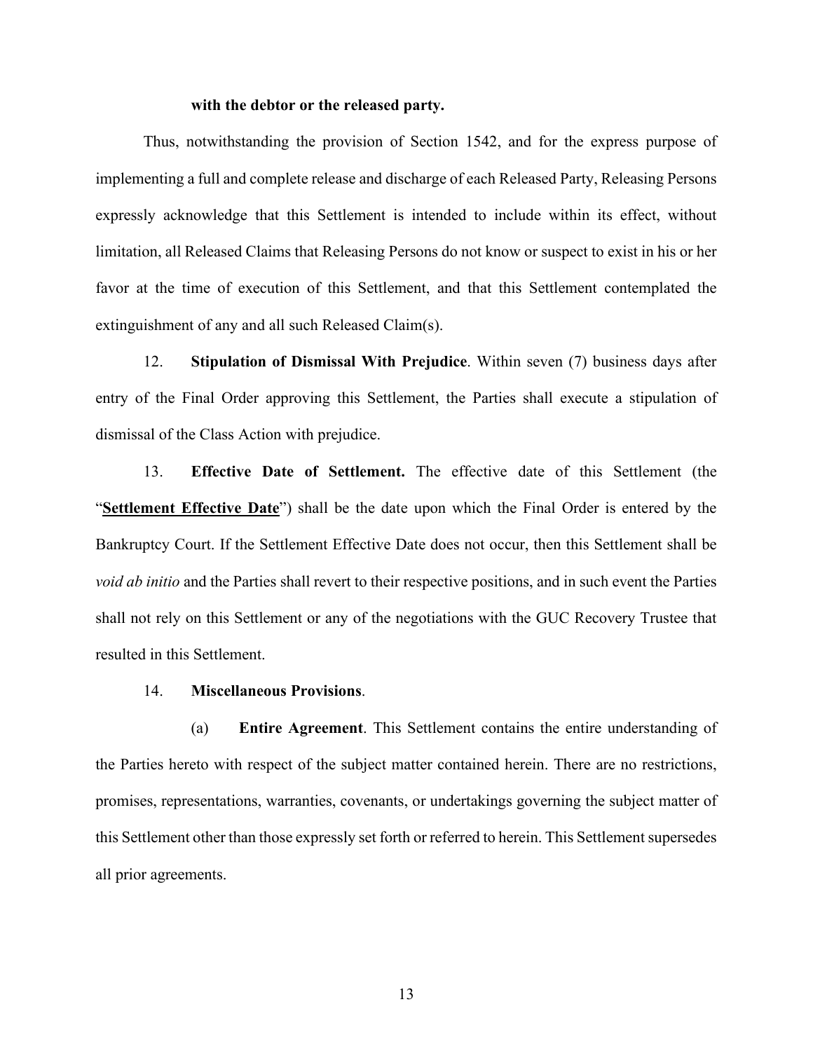**with the debtor or the released party.**

Thus, notwithstanding the provision of Section 1542, and for the express purpose of implementing a full and complete release and discharge of each Released Party, Releasing Persons expressly acknowledge that this Settlement is intended to include within its effect, without limitation, all Released Claims that Releasing Persons do not know or suspect to exist in his or her favor at the time of execution of this Settlement, and that this Settlement contemplated the extinguishment of any and all such Released Claim(s).

12. **Stipulation of Dismissal With Prejudice**. Within seven (7) business days after entry of the Final Order approving this Settlement, the Parties shall execute a stipulation of dismissal of the Class Action with prejudice.

13. **Effective Date of Settlement.** The effective date of this Settlement (the "**Settlement Effective Date**") shall be the date upon which the Final Order is entered by the Bankruptcy Court. If the Settlement Effective Date does not occur, then this Settlement shall be *void ab initio* and the Parties shall revert to their respective positions, and in such event the Parties shall not rely on this Settlement or any of the negotiations with the GUC Recovery Trustee that resulted in this Settlement.

14. **Miscellaneous Provisions**.

(a) **Entire Agreement**. This Settlement contains the entire understanding of the Parties hereto with respect of the subject matter contained herein. There are no restrictions, promises, representations, warranties, covenants, or undertakings governing the subject matter of this Settlement other than those expressly set forth or referred to herein. This Settlement supersedes all prior agreements.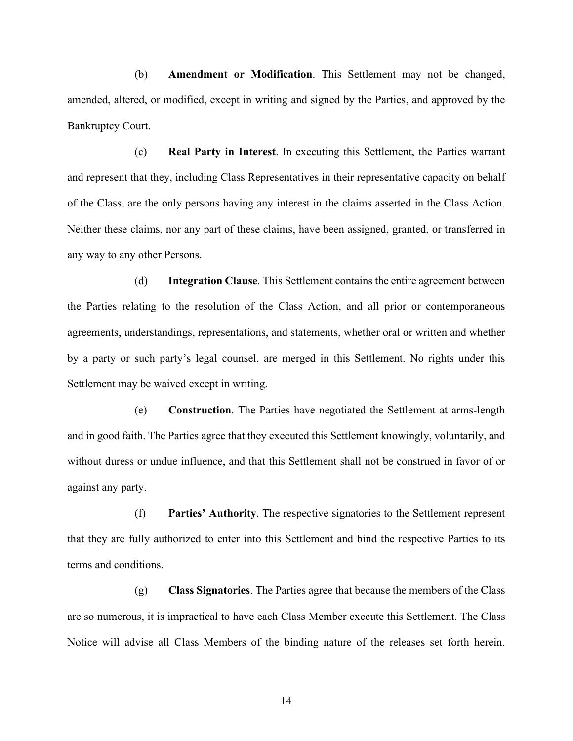(b) **Amendment or Modification**. This Settlement may not be changed, amended, altered, or modified, except in writing and signed by the Parties, and approved by the Bankruptcy Court.

(c) **Real Party in Interest**. In executing this Settlement, the Parties warrant and represent that they, including Class Representatives in their representative capacity on behalf of the Class, are the only persons having any interest in the claims asserted in the Class Action. Neither these claims, nor any part of these claims, have been assigned, granted, or transferred in any way to any other Persons.

(d) **Integration Clause**. This Settlement contains the entire agreement between the Parties relating to the resolution of the Class Action, and all prior or contemporaneous agreements, understandings, representations, and statements, whether oral or written and whether by a party or such party's legal counsel, are merged in this Settlement. No rights under this Settlement may be waived except in writing.

(e) **Construction**. The Parties have negotiated the Settlement at arms-length and in good faith. The Parties agree that they executed this Settlement knowingly, voluntarily, and without duress or undue influence, and that this Settlement shall not be construed in favor of or against any party.

(f) **Parties' Authority**. The respective signatories to the Settlement represent that they are fully authorized to enter into this Settlement and bind the respective Parties to its terms and conditions.

(g) **Class Signatories**. The Parties agree that because the members of the Class are so numerous, it is impractical to have each Class Member execute this Settlement. The Class Notice will advise all Class Members of the binding nature of the releases set forth herein.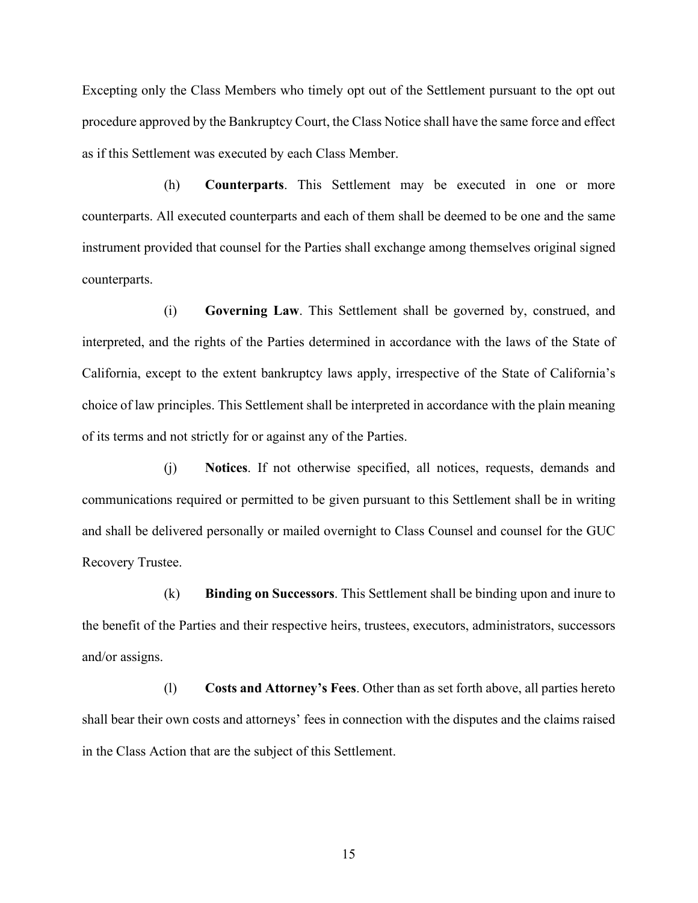Excepting only the Class Members who timely opt out of the Settlement pursuant to the opt out procedure approved by the Bankruptcy Court, the Class Notice shall have the same force and effect as if this Settlement was executed by each Class Member.

(h) **Counterparts**. This Settlement may be executed in one or more counterparts. All executed counterparts and each of them shall be deemed to be one and the same instrument provided that counsel for the Parties shall exchange among themselves original signed counterparts.

(i) **Governing Law**. This Settlement shall be governed by, construed, and interpreted, and the rights of the Parties determined in accordance with the laws of the State of California, except to the extent bankruptcy laws apply, irrespective of the State of California's choice of law principles. This Settlement shall be interpreted in accordance with the plain meaning of its terms and not strictly for or against any of the Parties.

(j) **Notices**. If not otherwise specified, all notices, requests, demands and communications required or permitted to be given pursuant to this Settlement shall be in writing and shall be delivered personally or mailed overnight to Class Counsel and counsel for the GUC Recovery Trustee.

(k) **Binding on Successors**. This Settlement shall be binding upon and inure to the benefit of the Parties and their respective heirs, trustees, executors, administrators, successors and/or assigns.

(l) **Costs and Attorney's Fees**. Other than as set forth above, all parties hereto shall bear their own costs and attorneys' fees in connection with the disputes and the claims raised in the Class Action that are the subject of this Settlement.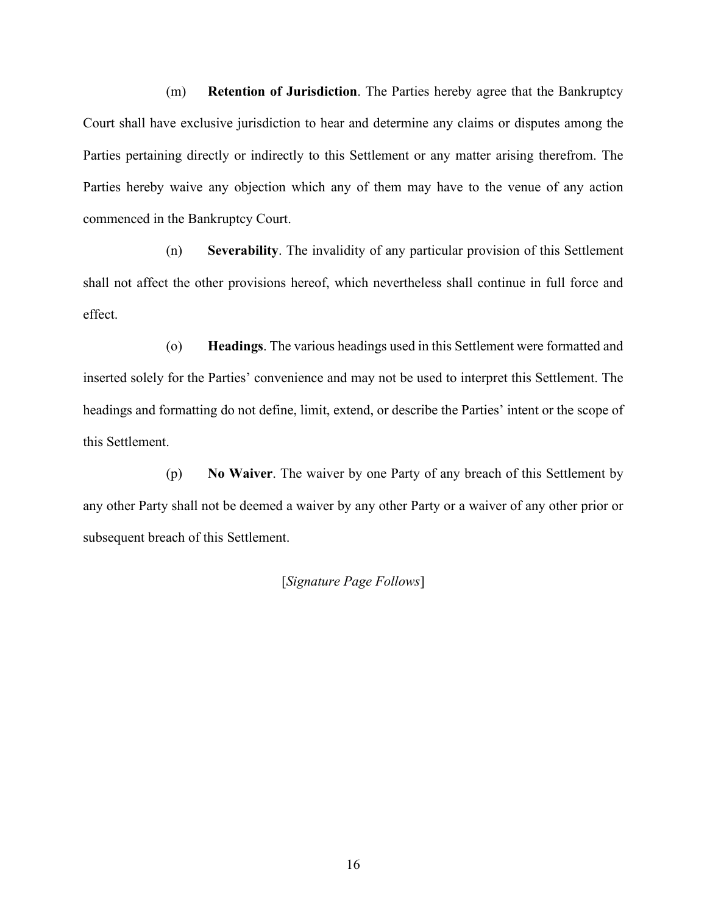(m) **Retention of Jurisdiction**. The Parties hereby agree that the Bankruptcy Court shall have exclusive jurisdiction to hear and determine any claims or disputes among the Parties pertaining directly or indirectly to this Settlement or any matter arising therefrom. The Parties hereby waive any objection which any of them may have to the venue of any action commenced in the Bankruptcy Court.

(n) **Severability**. The invalidity of any particular provision of this Settlement shall not affect the other provisions hereof, which nevertheless shall continue in full force and effect.

(o) **Headings**. The various headings used in this Settlement were formatted and inserted solely for the Parties' convenience and may not be used to interpret this Settlement. The headings and formatting do not define, limit, extend, or describe the Parties' intent or the scope of this Settlement.

(p) **No Waiver**. The waiver by one Party of any breach of this Settlement by any other Party shall not be deemed a waiver by any other Party or a waiver of any other prior or subsequent breach of this Settlement.

[*Signature Page Follows*]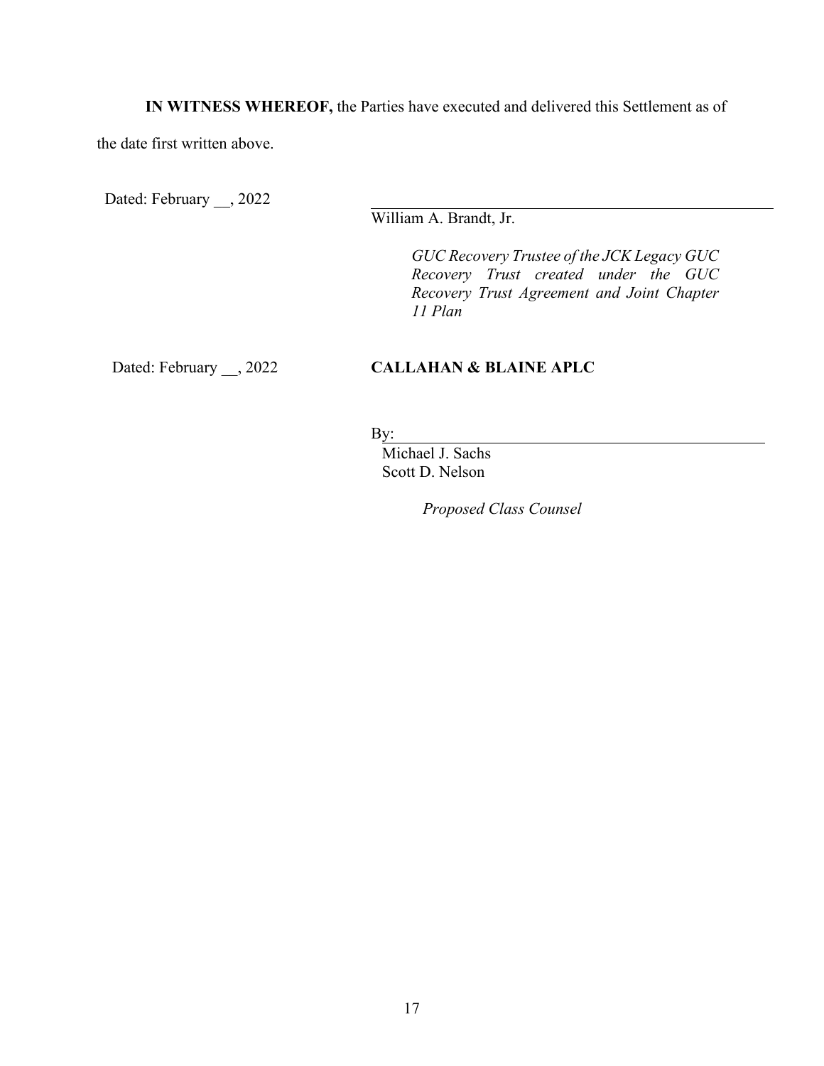**IN WITNESS WHEREOF,** the Parties have executed and delivered this Settlement as of the date first written above.

Dated: February __, 2022

\_\_\_\_\_\_\_\_\_\_\_\_\_\_\_\_\_\_\_\_\_\_\_\_\_\_\_\_\_\_\_\_\_\_\_\_\_\_\_\_

William A. Brandt, Jr.

*GUC Recovery Trustee of the JCK Legacy GUC Recovery Trust created under the GUC Recovery Trust Agreement and Joint Chapter 11 Plan*

Dated: February __, 2022

**CALLAHAN & BLAINE APLC**

By: \_\_\_\_\_\_\_\_\_\_\_\_\_\_\_\_\_\_\_\_\_\_\_\_\_\_\_\_\_\_\_\_\_\_\_\_\_\_\_\_

Michael J. Sachs
Scott D. Nelson

*Proposed Class Counsel*